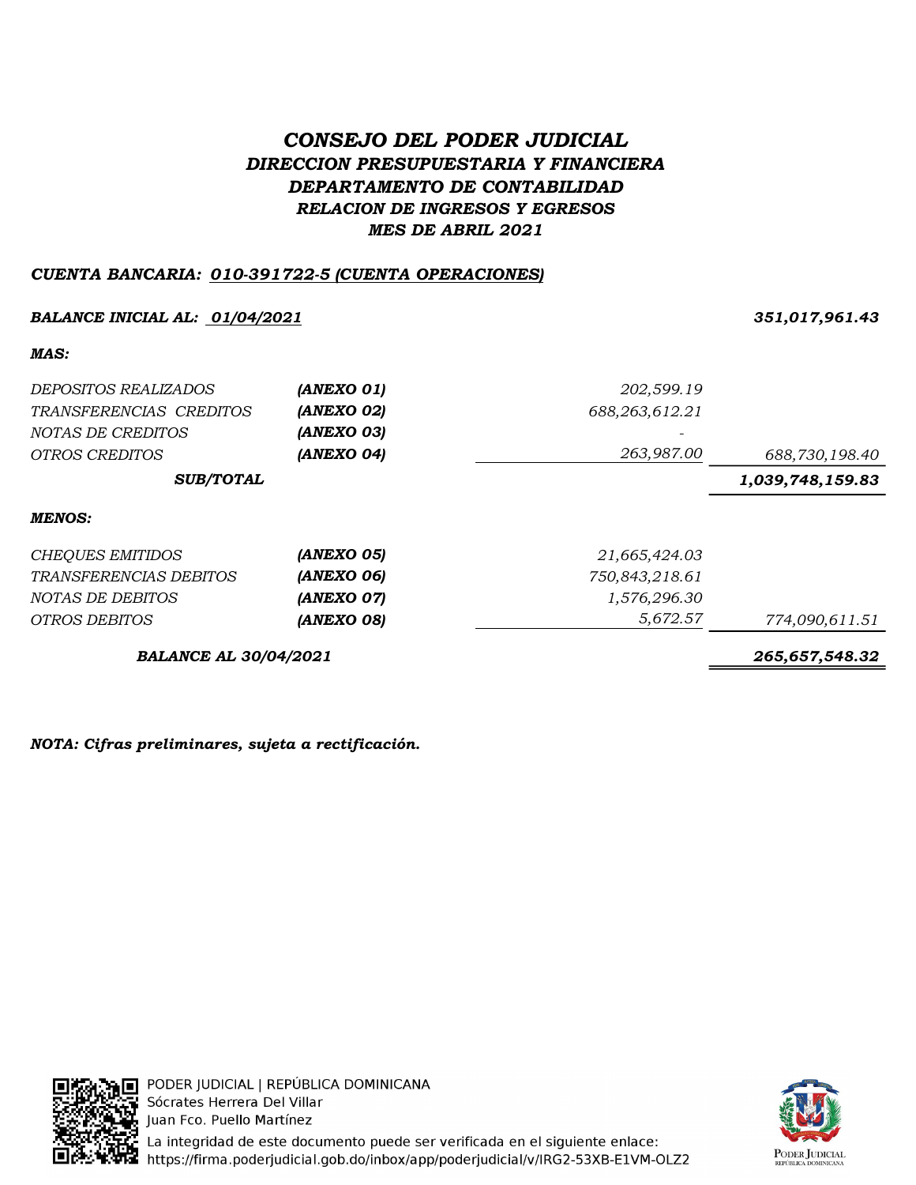# *CONSEJO DEL PODER JUDICIAL*

## *DIRECCION PRESUPUESTARIA Y FINANCIERA*

## *DEPARTAMENTO DE CONTABILIDAD*

### *RELACION DE INGRESOS Y EGRESOS*

### *MES DE ABRIL 2021*

***CUENTA BANCARIA: 010-391722-5 (CUENTA OPERACIONES)***

| | | | |
|---|---|---|---|
| ***BALANCE INICIAL AL: 01/04/2021*** | | | ***351,017,961.43*** |
| ***MAS:*** | | | |
| *DEPOSITOS REALIZADOS* | ***(ANEXO 01)*** | *202,599.19* | |
| *TRANSFERENCIAS CREDITOS* | ***(ANEXO 02)*** | *688,263,612.21* | |
| *NOTAS DE CREDITOS* | ***(ANEXO 03)*** | - | |
| *OTROS CREDITOS* | ***(ANEXO 04)*** | *263,987.00* | *688,730,198.40* |
| ***SUB/TOTAL*** | | | ***1,039,748,159.83*** |
| ***MENOS:*** | | | |
| *CHEQUES EMITIDOS* | ***(ANEXO 05)*** | *21,665,424.03* | |
| *TRANSFERENCIAS DEBITOS* | ***(ANEXO 06)*** | *750,843,218.61* | |
| *NOTAS DE DEBITOS* | ***(ANEXO 07)*** | *1,576,296.30* | |
| *OTROS DEBITOS* | ***(ANEXO 08)*** | *5,672.57* | *774,090,611.51* |
| ***BALANCE AL 30/04/2021*** | | | ***265,657,548.32*** |

***NOTA: Cifras preliminares, sujeta a rectificación.***

PODER JUDICIAL | REPÚBLICA DOMINICANA
Sócrates Herrera Del Villar
Juan Fco. Puello Martínez
La integridad de este documento puede ser verificada en el siguiente enlace:
https://firma.poderjudicial.gob.do/inbox/app/poderjudicial/v/IRG2-53XB-E1VM-OLZ2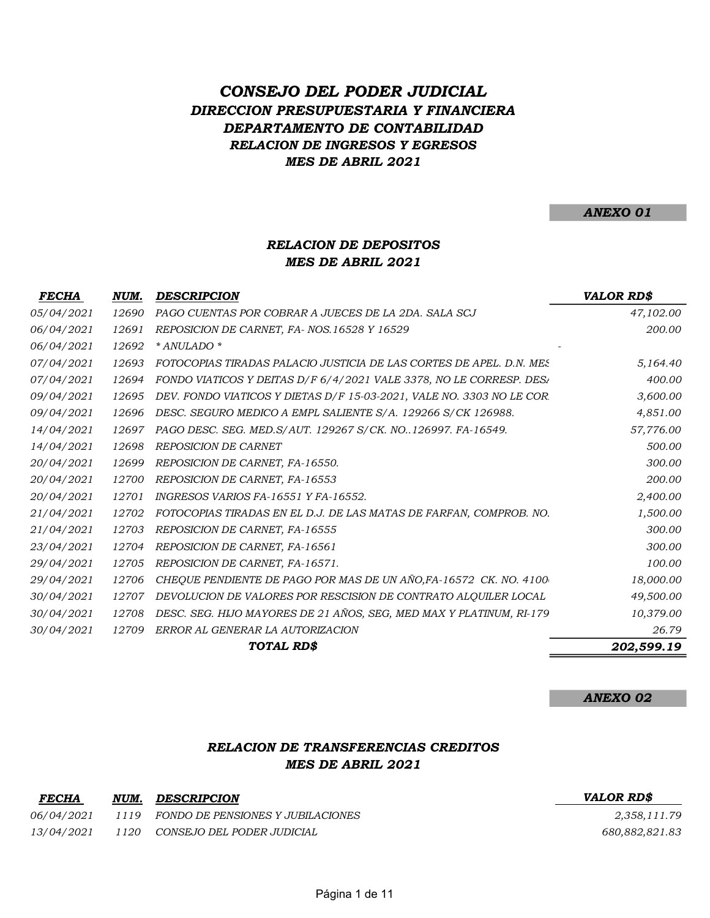# CONSEJO DEL PODER JUDICIAL
## DIRECCION PRESUPUESTARIA Y FINANCIERA
## DEPARTAMENTO DE CONTABILIDAD
### RELACION DE INGRESOS Y EGRESOS
### MES DE ABRIL 2021

**ANEXO 01**

### RELACION DE DEPOSITOS
### MES DE ABRIL 2021

| FECHA | NUM. | DESCRIPCION | VALOR RD$ |
|---|---|---|---|
| 05/04/2021 | 12690 | PAGO CUENTAS POR COBRAR A JUECES DE LA 2DA. SALA SCJ | 47,102.00 |
| 06/04/2021 | 12691 | REPOSICION DE CARNET, FA- NOS.16528 Y 16529 | 200.00 |
| 06/04/2021 | 12692 | * ANULADO * | - |
| 07/04/2021 | 12693 | FOTOCOPIAS TIRADAS PALACIO JUSTICIA DE LAS CORTES DE APEL. D.N. MES | 5,164.40 |
| 07/04/2021 | 12694 | FONDO VIATICOS Y DEITAS D/F 6/4/2021 VALE 3378, NO LE CORRESP. DESA | 400.00 |
| 09/04/2021 | 12695 | DEV. FONDO VIATICOS Y DIETAS D/F 15-03-2021, VALE NO. 3303 NO LE COR | 3,600.00 |
| 09/04/2021 | 12696 | DESC. SEGURO MEDICO A EMPL SALIENTE S/A. 129266 S/CK 126988. | 4,851.00 |
| 14/04/2021 | 12697 | PAGO DESC. SEG. MED.S/AUT. 129267 S/CK. NO..126997. FA-16549. | 57,776.00 |
| 14/04/2021 | 12698 | REPOSICION DE CARNET | 500.00 |
| 20/04/2021 | 12699 | REPOSICION DE CARNET, FA-16550. | 300.00 |
| 20/04/2021 | 12700 | REPOSICION DE CARNET, FA-16553 | 200.00 |
| 20/04/2021 | 12701 | INGRESOS VARIOS FA-16551 Y FA-16552. | 2,400.00 |
| 21/04/2021 | 12702 | FOTOCOPIAS TIRADAS EN EL D.J. DE LAS MATAS DE FARFAN, COMPROB. NO. | 1,500.00 |
| 21/04/2021 | 12703 | REPOSICION DE CARNET, FA-16555 | 300.00 |
| 23/04/2021 | 12704 | REPOSICION DE CARNET, FA-16561 | 300.00 |
| 29/04/2021 | 12705 | REPOSICION DE CARNET, FA-16571. | 100.00 |
| 29/04/2021 | 12706 | CHEQUE PENDIENTE DE PAGO POR MAS DE UN AÑO,FA-16572 CK. NO. 4100 | 18,000.00 |
| 30/04/2021 | 12707 | DEVOLUCION DE VALORES POR RESCISION DE CONTRATO ALQUILER LOCAL | 49,500.00 |
| 30/04/2021 | 12708 | DESC. SEG. HIJO MAYORES DE 21 AÑOS, SEG, MED MAX Y PLATINUM, RI-179 | 10,379.00 |
| 30/04/2021 | 12709 | ERROR AL GENERAR LA AUTORIZACION | 26.79 |
| | | **TOTAL RD$** | **202,599.19** |

**ANEXO 02**

### RELACION DE TRANSFERENCIAS CREDITOS
### MES DE ABRIL 2021

| FECHA | NUM. | DESCRIPCION | VALOR RD$ |
|---|---|---|---|
| 06/04/2021 | 1119 | FONDO DE PENSIONES Y JUBILACIONES | 2,358,111.79 |
| 13/04/2021 | 1120 | CONSEJO DEL PODER JUDICIAL | 680,882,821.83 |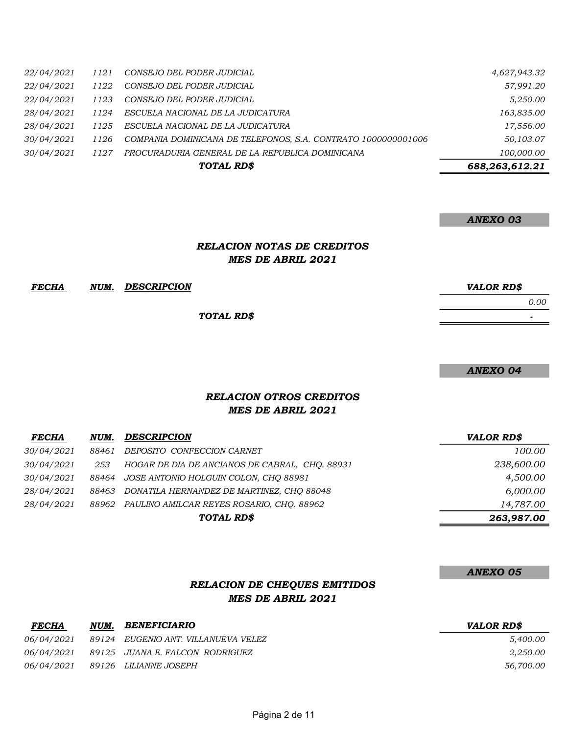| | | | |
|---|---|---|---|
| 22/04/2021 | 1121 | CONSEJO DEL PODER JUDICIAL | 4,627,943.32 |
| 22/04/2021 | 1122 | CONSEJO DEL PODER JUDICIAL | 57,991.20 |
| 22/04/2021 | 1123 | CONSEJO DEL PODER JUDICIAL | 5,250.00 |
| 28/04/2021 | 1124 | ESCUELA NACIONAL DE LA JUDICATURA | 163,835.00 |
| 28/04/2021 | 1125 | ESCUELA NACIONAL DE LA JUDICATURA | 17,556.00 |
| 30/04/2021 | 1126 | COMPANIA DOMINICANA DE TELEFONOS, S.A. CONTRATO 1000000001006 | 50,103.07 |
| 30/04/2021 | 1127 | PROCURADURIA GENERAL DE LA REPUBLICA DOMINICANA | 100,000.00 |
| | | **TOTAL RD$** | **688,263,612.21** |

***ANEXO 03***

## *RELACION NOTAS DE CREDITOS*
## *MES DE ABRIL 2021*

| ***FECHA*** | ***NUM.*** | ***DESCRIPCION*** | ***VALOR RD$*** |
|---|---|---|---|
| | | | 0.00 |
| | | **TOTAL RD$** | **-** |

***ANEXO 04***

## *RELACION OTROS CREDITOS*
## *MES DE ABRIL 2021*

| ***FECHA*** | ***NUM.*** | ***DESCRIPCION*** | ***VALOR RD$*** |
|---|---|---|---|
| 30/04/2021 | 88461 | DEPOSITO CONFECCION CARNET | 100.00 |
| 30/04/2021 | 253 | HOGAR DE DIA DE ANCIANOS DE CABRAL, CHQ. 88931 | 238,600.00 |
| 30/04/2021 | 88464 | JOSE ANTONIO HOLGUIN COLON, CHQ 88981 | 4,500.00 |
| 28/04/2021 | 88463 | DONATILA HERNANDEZ DE MARTINEZ, CHQ 88048 | 6,000.00 |
| 28/04/2021 | 88962 | PAULINO AMILCAR REYES ROSARIO, CHQ. 88962 | 14,787.00 |
| | | **TOTAL RD$** | **263,987.00** |

***ANEXO 05***

## *RELACION DE CHEQUES EMITIDOS*
## *MES DE ABRIL 2021*

| ***FECHA*** | ***NUM.*** | ***BENEFICIARIO*** | ***VALOR RD$*** |
|---|---|---|---|
| 06/04/2021 | 89124 | EUGENIO ANT. VILLANUEVA VELEZ | 5,400.00 |
| 06/04/2021 | 89125 | JUANA E. FALCON RODRIGUEZ | 2,250.00 |
| 06/04/2021 | 89126 | LILIANNE JOSEPH | 56,700.00 |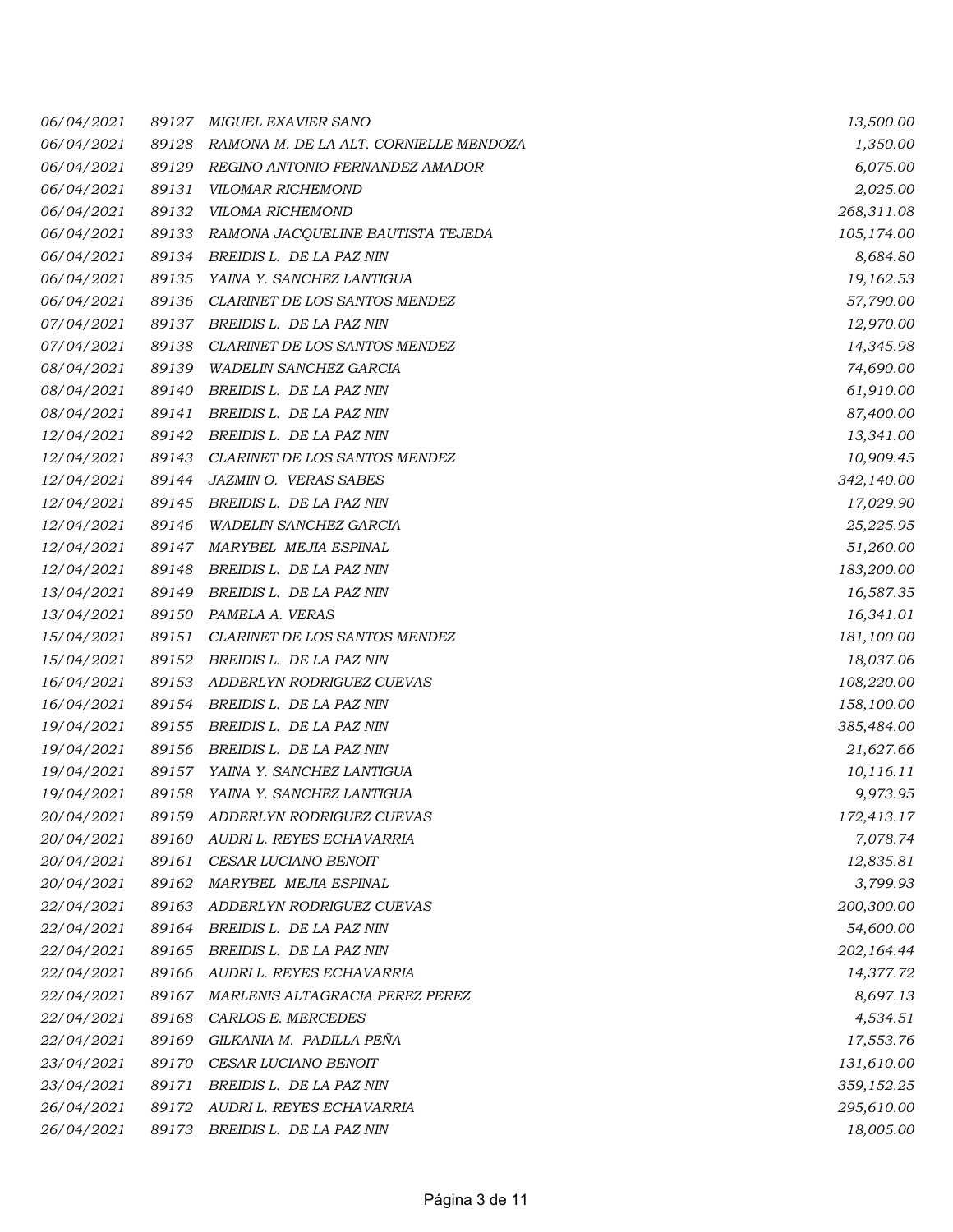| | | | |
|---|---|---|---|
| *06/04/2021* | *89127* | *MIGUEL EXAVIER SANO* | *13,500.00* |
| *06/04/2021* | *89128* | *RAMONA M. DE LA ALT. CORNIELLE MENDOZA* | *1,350.00* |
| *06/04/2021* | *89129* | *REGINO ANTONIO FERNANDEZ AMADOR* | *6,075.00* |
| *06/04/2021* | *89131* | *VILOMAR RICHEMOND* | *2,025.00* |
| *06/04/2021* | *89132* | *VILOMA RICHEMOND* | *268,311.08* |
| *06/04/2021* | *89133* | *RAMONA JACQUELINE BAUTISTA TEJEDA* | *105,174.00* |
| *06/04/2021* | *89134* | *BREIDIS L. DE LA PAZ NIN* | *8,684.80* |
| *06/04/2021* | *89135* | *YAINA Y. SANCHEZ LANTIGUA* | *19,162.53* |
| *06/04/2021* | *89136* | *CLARINET DE LOS SANTOS MENDEZ* | *57,790.00* |
| *07/04/2021* | *89137* | *BREIDIS L. DE LA PAZ NIN* | *12,970.00* |
| *07/04/2021* | *89138* | *CLARINET DE LOS SANTOS MENDEZ* | *14,345.98* |
| *08/04/2021* | *89139* | *WADELIN SANCHEZ GARCIA* | *74,690.00* |
| *08/04/2021* | *89140* | *BREIDIS L. DE LA PAZ NIN* | *61,910.00* |
| *08/04/2021* | *89141* | *BREIDIS L. DE LA PAZ NIN* | *87,400.00* |
| *12/04/2021* | *89142* | *BREIDIS L. DE LA PAZ NIN* | *13,341.00* |
| *12/04/2021* | *89143* | *CLARINET DE LOS SANTOS MENDEZ* | *10,909.45* |
| *12/04/2021* | *89144* | *JAZMIN O. VERAS SABES* | *342,140.00* |
| *12/04/2021* | *89145* | *BREIDIS L. DE LA PAZ NIN* | *17,029.90* |
| *12/04/2021* | *89146* | *WADELIN SANCHEZ GARCIA* | *25,225.95* |
| *12/04/2021* | *89147* | *MARYBEL MEJIA ESPINAL* | *51,260.00* |
| *12/04/2021* | *89148* | *BREIDIS L. DE LA PAZ NIN* | *183,200.00* |
| *13/04/2021* | *89149* | *BREIDIS L. DE LA PAZ NIN* | *16,587.35* |
| *13/04/2021* | *89150* | *PAMELA A. VERAS* | *16,341.01* |
| *15/04/2021* | *89151* | *CLARINET DE LOS SANTOS MENDEZ* | *181,100.00* |
| *15/04/2021* | *89152* | *BREIDIS L. DE LA PAZ NIN* | *18,037.06* |
| *16/04/2021* | *89153* | *ADDERLYN RODRIGUEZ CUEVAS* | *108,220.00* |
| *16/04/2021* | *89154* | *BREIDIS L. DE LA PAZ NIN* | *158,100.00* |
| *19/04/2021* | *89155* | *BREIDIS L. DE LA PAZ NIN* | *385,484.00* |
| *19/04/2021* | *89156* | *BREIDIS L. DE LA PAZ NIN* | *21,627.66* |
| *19/04/2021* | *89157* | *YAINA Y. SANCHEZ LANTIGUA* | *10,116.11* |
| *19/04/2021* | *89158* | *YAINA Y. SANCHEZ LANTIGUA* | *9,973.95* |
| *20/04/2021* | *89159* | *ADDERLYN RODRIGUEZ CUEVAS* | *172,413.17* |
| *20/04/2021* | *89160* | *AUDRI L. REYES ECHAVARRIA* | *7,078.74* |
| *20/04/2021* | *89161* | *CESAR LUCIANO BENOIT* | *12,835.81* |
| *20/04/2021* | *89162* | *MARYBEL MEJIA ESPINAL* | *3,799.93* |
| *22/04/2021* | *89163* | *ADDERLYN RODRIGUEZ CUEVAS* | *200,300.00* |
| *22/04/2021* | *89164* | *BREIDIS L. DE LA PAZ NIN* | *54,600.00* |
| *22/04/2021* | *89165* | *BREIDIS L. DE LA PAZ NIN* | *202,164.44* |
| *22/04/2021* | *89166* | *AUDRI L. REYES ECHAVARRIA* | *14,377.72* |
| *22/04/2021* | *89167* | *MARLENIS ALTAGRACIA PEREZ PEREZ* | *8,697.13* |
| *22/04/2021* | *89168* | *CARLOS E. MERCEDES* | *4,534.51* |
| *22/04/2021* | *89169* | *GILKANIA M. PADILLA PEÑA* | *17,553.76* |
| *23/04/2021* | *89170* | *CESAR LUCIANO BENOIT* | *131,610.00* |
| *23/04/2021* | *89171* | *BREIDIS L. DE LA PAZ NIN* | *359,152.25* |
| *26/04/2021* | *89172* | *AUDRI L. REYES ECHAVARRIA* | *295,610.00* |
| *26/04/2021* | *89173* | *BREIDIS L. DE LA PAZ NIN* | *18,005.00* |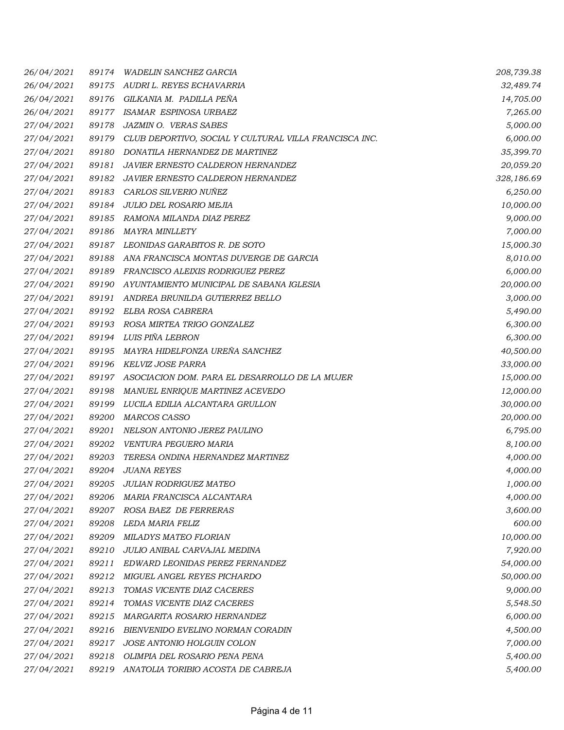| | | | |
|---|---|---|---|
| 26/04/2021 | 89174 | WADELIN SANCHEZ GARCIA | 208,739.38 |
| 26/04/2021 | 89175 | AUDRI L. REYES ECHAVARRIA | 32,489.74 |
| 26/04/2021 | 89176 | GILKANIA M. PADILLA PEÑA | 14,705.00 |
| 26/04/2021 | 89177 | ISAMAR ESPINOSA URBAEZ | 7,265.00 |
| 27/04/2021 | 89178 | JAZMIN O. VERAS SABES | 5,000.00 |
| 27/04/2021 | 89179 | CLUB DEPORTIVO, SOCIAL Y CULTURAL VILLA FRANCISCA INC. | 6,000.00 |
| 27/04/2021 | 89180 | DONATILA HERNANDEZ DE MARTINEZ | 35,399.70 |
| 27/04/2021 | 89181 | JAVIER ERNESTO CALDERON HERNANDEZ | 20,059.20 |
| 27/04/2021 | 89182 | JAVIER ERNESTO CALDERON HERNANDEZ | 328,186.69 |
| 27/04/2021 | 89183 | CARLOS SILVERIO NUÑEZ | 6,250.00 |
| 27/04/2021 | 89184 | JULIO DEL ROSARIO MEJIA | 10,000.00 |
| 27/04/2021 | 89185 | RAMONA MILANDA DIAZ PEREZ | 9,000.00 |
| 27/04/2021 | 89186 | MAYRA MINLLETY | 7,000.00 |
| 27/04/2021 | 89187 | LEONIDAS GARABITOS R. DE SOTO | 15,000.30 |
| 27/04/2021 | 89188 | ANA FRANCISCA MONTAS DUVERGE DE GARCIA | 8,010.00 |
| 27/04/2021 | 89189 | FRANCISCO ALEIXIS RODRIGUEZ PEREZ | 6,000.00 |
| 27/04/2021 | 89190 | AYUNTAMIENTO MUNICIPAL DE SABANA IGLESIA | 20,000.00 |
| 27/04/2021 | 89191 | ANDREA BRUNILDA GUTIERREZ BELLO | 3,000.00 |
| 27/04/2021 | 89192 | ELBA ROSA CABRERA | 5,490.00 |
| 27/04/2021 | 89193 | ROSA MIRTEA TRIGO GONZALEZ | 6,300.00 |
| 27/04/2021 | 89194 | LUIS PIÑA LEBRON | 6,300.00 |
| 27/04/2021 | 89195 | MAYRA HIDELFONZA UREÑA SANCHEZ | 40,500.00 |
| 27/04/2021 | 89196 | KELVIZ JOSE PARRA | 33,000.00 |
| 27/04/2021 | 89197 | ASOCIACION DOM. PARA EL DESARROLLO DE LA MUJER | 15,000.00 |
| 27/04/2021 | 89198 | MANUEL ENRIQUE MARTINEZ ACEVEDO | 12,000.00 |
| 27/04/2021 | 89199 | LUCILA EDILIA ALCANTARA GRULLON | 30,000.00 |
| 27/04/2021 | 89200 | MARCOS CASSO | 20,000.00 |
| 27/04/2021 | 89201 | NELSON ANTONIO JEREZ PAULINO | 6,795.00 |
| 27/04/2021 | 89202 | VENTURA PEGUERO MARIA | 8,100.00 |
| 27/04/2021 | 89203 | TERESA ONDINA HERNANDEZ MARTINEZ | 4,000.00 |
| 27/04/2021 | 89204 | JUANA REYES | 4,000.00 |
| 27/04/2021 | 89205 | JULIAN RODRIGUEZ MATEO | 1,000.00 |
| 27/04/2021 | 89206 | MARIA FRANCISCA ALCANTARA | 4,000.00 |
| 27/04/2021 | 89207 | ROSA BAEZ DE FERRERAS | 3,600.00 |
| 27/04/2021 | 89208 | LEDA MARIA FELIZ | 600.00 |
| 27/04/2021 | 89209 | MILADYS MATEO FLORIAN | 10,000.00 |
| 27/04/2021 | 89210 | JULIO ANIBAL CARVAJAL MEDINA | 7,920.00 |
| 27/04/2021 | 89211 | EDWARD LEONIDAS PEREZ FERNANDEZ | 54,000.00 |
| 27/04/2021 | 89212 | MIGUEL ANGEL REYES PICHARDO | 50,000.00 |
| 27/04/2021 | 89213 | TOMAS VICENTE DIAZ CACERES | 9,000.00 |
| 27/04/2021 | 89214 | TOMAS VICENTE DIAZ CACERES | 5,548.50 |
| 27/04/2021 | 89215 | MARGARITA ROSARIO HERNANDEZ | 6,000.00 |
| 27/04/2021 | 89216 | BIENVENIDO EVELINO NORMAN CORADIN | 4,500.00 |
| 27/04/2021 | 89217 | JOSE ANTONIO HOLGUIN COLON | 7,000.00 |
| 27/04/2021 | 89218 | OLIMPIA DEL ROSARIO PENA PENA | 5,400.00 |
| 27/04/2021 | 89219 | ANATOLIA TORIBIO ACOSTA DE CABREJA | 5,400.00 |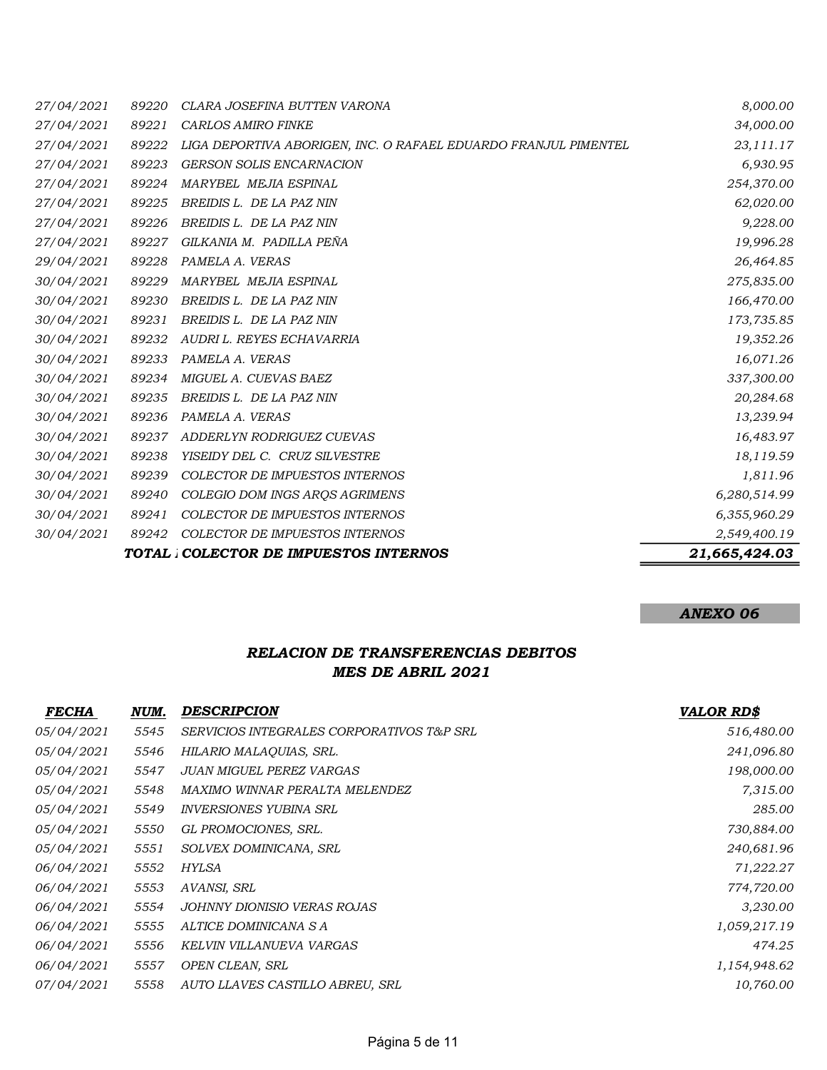| | | | |
|---|---|---|---|
| 27/04/2021 | 89220 | CLARA JOSEFINA BUTTEN VARONA | 8,000.00 |
| 27/04/2021 | 89221 | CARLOS AMIRO FINKE | 34,000.00 |
| 27/04/2021 | 89222 | LIGA DEPORTIVA ABORIGEN, INC. O RAFAEL EDUARDO FRANJUL PIMENTEL | 23,111.17 |
| 27/04/2021 | 89223 | GERSON SOLIS ENCARNACION | 6,930.95 |
| 27/04/2021 | 89224 | MARYBEL MEJIA ESPINAL | 254,370.00 |
| 27/04/2021 | 89225 | BREIDIS L. DE LA PAZ NIN | 62,020.00 |
| 27/04/2021 | 89226 | BREIDIS L. DE LA PAZ NIN | 9,228.00 |
| 27/04/2021 | 89227 | GILKANIA M. PADILLA PEÑA | 19,996.28 |
| 29/04/2021 | 89228 | PAMELA A. VERAS | 26,464.85 |
| 30/04/2021 | 89229 | MARYBEL MEJIA ESPINAL | 275,835.00 |
| 30/04/2021 | 89230 | BREIDIS L. DE LA PAZ NIN | 166,470.00 |
| 30/04/2021 | 89231 | BREIDIS L. DE LA PAZ NIN | 173,735.85 |
| 30/04/2021 | 89232 | AUDRI L. REYES ECHAVARRIA | 19,352.26 |
| 30/04/2021 | 89233 | PAMELA A. VERAS | 16,071.26 |
| 30/04/2021 | 89234 | MIGUEL A. CUEVAS BAEZ | 337,300.00 |
| 30/04/2021 | 89235 | BREIDIS L. DE LA PAZ NIN | 20,284.68 |
| 30/04/2021 | 89236 | PAMELA A. VERAS | 13,239.94 |
| 30/04/2021 | 89237 | ADDERLYN RODRIGUEZ CUEVAS | 16,483.97 |
| 30/04/2021 | 89238 | YISEIDY DEL C. CRUZ SILVESTRE | 18,119.59 |
| 30/04/2021 | 89239 | COLECTOR DE IMPUESTOS INTERNOS | 1,811.96 |
| 30/04/2021 | 89240 | COLEGIO DOM INGS ARQS AGRIMENS | 6,280,514.99 |
| 30/04/2021 | 89241 | COLECTOR DE IMPUESTOS INTERNOS | 6,355,960.29 |
| 30/04/2021 | 89242 | COLECTOR DE IMPUESTOS INTERNOS | 2,549,400.19 |
| | **TOTAL** | **COLECTOR DE IMPUESTOS INTERNOS** | **21,665,424.03** |

***ANEXO 06***

## *RELACION DE TRANSFERENCIAS DEBITOS*
## *MES DE ABRIL 2021*

| FECHA | NUM. | DESCRIPCION | VALOR RD$ |
|---|---|---|---|
| 05/04/2021 | 5545 | SERVICIOS INTEGRALES CORPORATIVOS T&P SRL | 516,480.00 |
| 05/04/2021 | 5546 | HILARIO MALAQUIAS, SRL. | 241,096.80 |
| 05/04/2021 | 5547 | JUAN MIGUEL PEREZ VARGAS | 198,000.00 |
| 05/04/2021 | 5548 | MAXIMO WINNAR PERALTA MELENDEZ | 7,315.00 |
| 05/04/2021 | 5549 | INVERSIONES YUBINA SRL | 285.00 |
| 05/04/2021 | 5550 | GL PROMOCIONES, SRL. | 730,884.00 |
| 05/04/2021 | 5551 | SOLVEX DOMINICANA, SRL | 240,681.96 |
| 06/04/2021 | 5552 | HYLSA | 71,222.27 |
| 06/04/2021 | 5553 | AVANSI, SRL | 774,720.00 |
| 06/04/2021 | 5554 | JOHNNY DIONISIO VERAS ROJAS | 3,230.00 |
| 06/04/2021 | 5555 | ALTICE DOMINICANA S A | 1,059,217.19 |
| 06/04/2021 | 5556 | KELVIN VILLANUEVA VARGAS | 474.25 |
| 06/04/2021 | 5557 | OPEN CLEAN, SRL | 1,154,948.62 |
| 07/04/2021 | 5558 | AUTO LLAVES CASTILLO ABREU, SRL | 10,760.00 |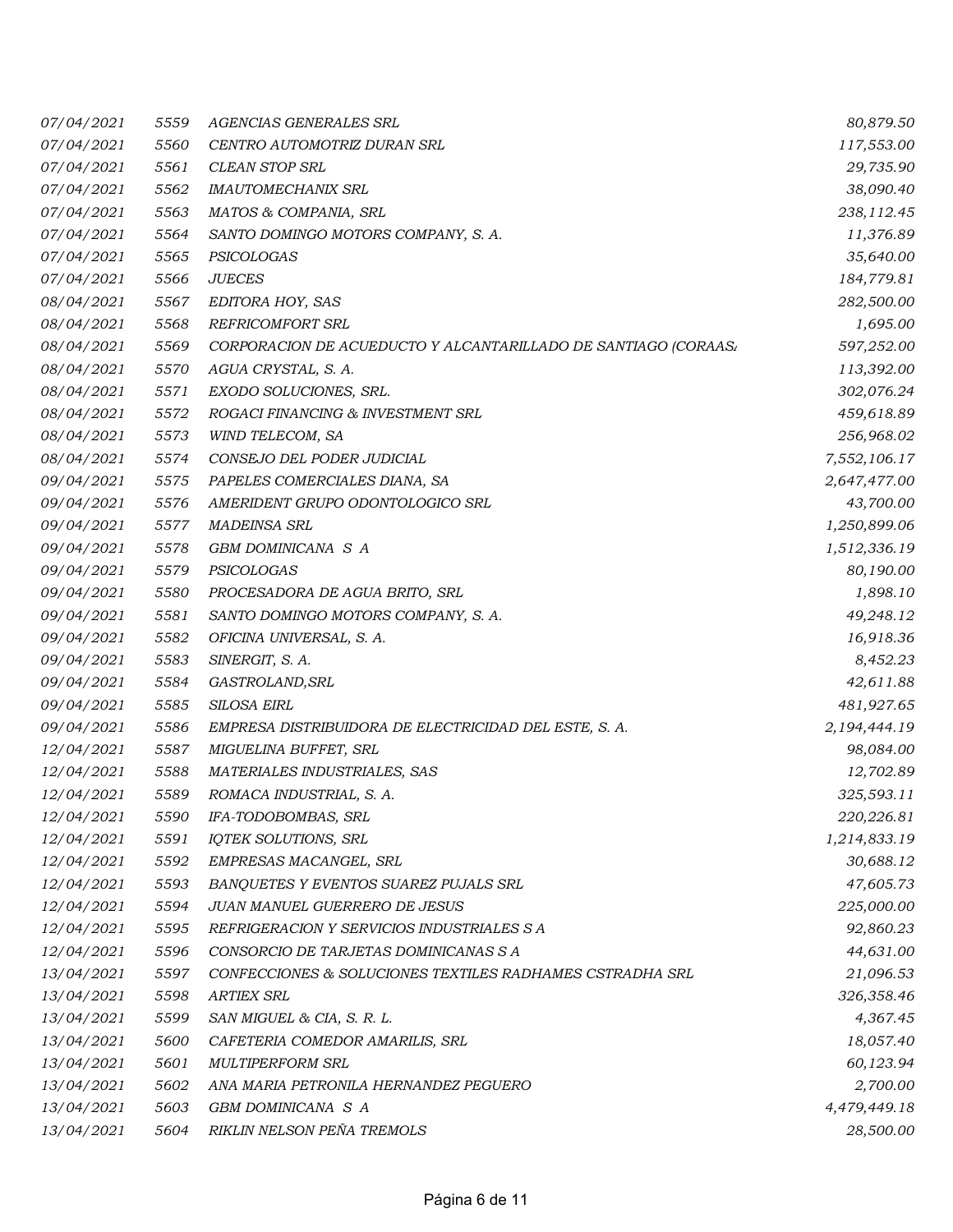| | | | |
|---|---|---|---|
| *07/04/2021* | *5559* | *AGENCIAS GENERALES SRL* | *80,879.50* |
| *07/04/2021* | *5560* | *CENTRO AUTOMOTRIZ DURAN SRL* | *117,553.00* |
| *07/04/2021* | *5561* | *CLEAN STOP SRL* | *29,735.90* |
| *07/04/2021* | *5562* | *IMAUTOMECHANIX SRL* | *38,090.40* |
| *07/04/2021* | *5563* | *MATOS & COMPANIA, SRL* | *238,112.45* |
| *07/04/2021* | *5564* | *SANTO DOMINGO MOTORS COMPANY, S. A.* | *11,376.89* |
| *07/04/2021* | *5565* | *PSICOLOGAS* | *35,640.00* |
| *07/04/2021* | *5566* | *JUECES* | *184,779.81* |
| *08/04/2021* | *5567* | *EDITORA HOY, SAS* | *282,500.00* |
| *08/04/2021* | *5568* | *REFRICOMFORT SRL* | *1,695.00* |
| *08/04/2021* | *5569* | *CORPORACION DE ACUEDUCTO Y ALCANTARILLADO DE SANTIAGO (CORAAS* | *597,252.00* |
| *08/04/2021* | *5570* | *AGUA CRYSTAL, S. A.* | *113,392.00* |
| *08/04/2021* | *5571* | *EXODO SOLUCIONES, SRL.* | *302,076.24* |
| *08/04/2021* | *5572* | *ROGACI FINANCING & INVESTMENT SRL* | *459,618.89* |
| *08/04/2021* | *5573* | *WIND TELECOM, SA* | *256,968.02* |
| *08/04/2021* | *5574* | *CONSEJO DEL PODER JUDICIAL* | *7,552,106.17* |
| *09/04/2021* | *5575* | *PAPELES COMERCIALES DIANA, SA* | *2,647,477.00* |
| *09/04/2021* | *5576* | *AMERIDENT GRUPO ODONTOLOGICO SRL* | *43,700.00* |
| *09/04/2021* | *5577* | *MADEINSA SRL* | *1,250,899.06* |
| *09/04/2021* | *5578* | *GBM DOMINICANA S A* | *1,512,336.19* |
| *09/04/2021* | *5579* | *PSICOLOGAS* | *80,190.00* |
| *09/04/2021* | *5580* | *PROCESADORA DE AGUA BRITO, SRL* | *1,898.10* |
| *09/04/2021* | *5581* | *SANTO DOMINGO MOTORS COMPANY, S. A.* | *49,248.12* |
| *09/04/2021* | *5582* | *OFICINA UNIVERSAL, S. A.* | *16,918.36* |
| *09/04/2021* | *5583* | *SINERGIT, S. A.* | *8,452.23* |
| *09/04/2021* | *5584* | *GASTROLAND,SRL* | *42,611.88* |
| *09/04/2021* | *5585* | *SILOSA EIRL* | *481,927.65* |
| *09/04/2021* | *5586* | *EMPRESA DISTRIBUIDORA DE ELECTRICIDAD DEL ESTE, S. A.* | *2,194,444.19* |
| *12/04/2021* | *5587* | *MIGUELINA BUFFET, SRL* | *98,084.00* |
| *12/04/2021* | *5588* | *MATERIALES INDUSTRIALES, SAS* | *12,702.89* |
| *12/04/2021* | *5589* | *ROMACA INDUSTRIAL, S. A.* | *325,593.11* |
| *12/04/2021* | *5590* | *IFA-TODOBOMBAS, SRL* | *220,226.81* |
| *12/04/2021* | *5591* | *IQTEK SOLUTIONS, SRL* | *1,214,833.19* |
| *12/04/2021* | *5592* | *EMPRESAS MACANGEL, SRL* | *30,688.12* |
| *12/04/2021* | *5593* | *BANQUETES Y EVENTOS SUAREZ PUJALS SRL* | *47,605.73* |
| *12/04/2021* | *5594* | *JUAN MANUEL GUERRERO DE JESUS* | *225,000.00* |
| *12/04/2021* | *5595* | *REFRIGERACION Y SERVICIOS INDUSTRIALES S A* | *92,860.23* |
| *12/04/2021* | *5596* | *CONSORCIO DE TARJETAS DOMINICANAS S A* | *44,631.00* |
| *13/04/2021* | *5597* | *CONFECCIONES & SOLUCIONES TEXTILES RADHAMES CSTRADHA SRL* | *21,096.53* |
| *13/04/2021* | *5598* | *ARTIEX SRL* | *326,358.46* |
| *13/04/2021* | *5599* | *SAN MIGUEL & CIA, S. R. L.* | *4,367.45* |
| *13/04/2021* | *5600* | *CAFETERIA COMEDOR AMARILIS, SRL* | *18,057.40* |
| *13/04/2021* | *5601* | *MULTIPERFORM SRL* | *60,123.94* |
| *13/04/2021* | *5602* | *ANA MARIA PETRONILA HERNANDEZ PEGUERO* | *2,700.00* |
| *13/04/2021* | *5603* | *GBM DOMINICANA S A* | *4,479,449.18* |
| *13/04/2021* | *5604* | *RIKLIN NELSON PEÑA TREMOLS* | *28,500.00* |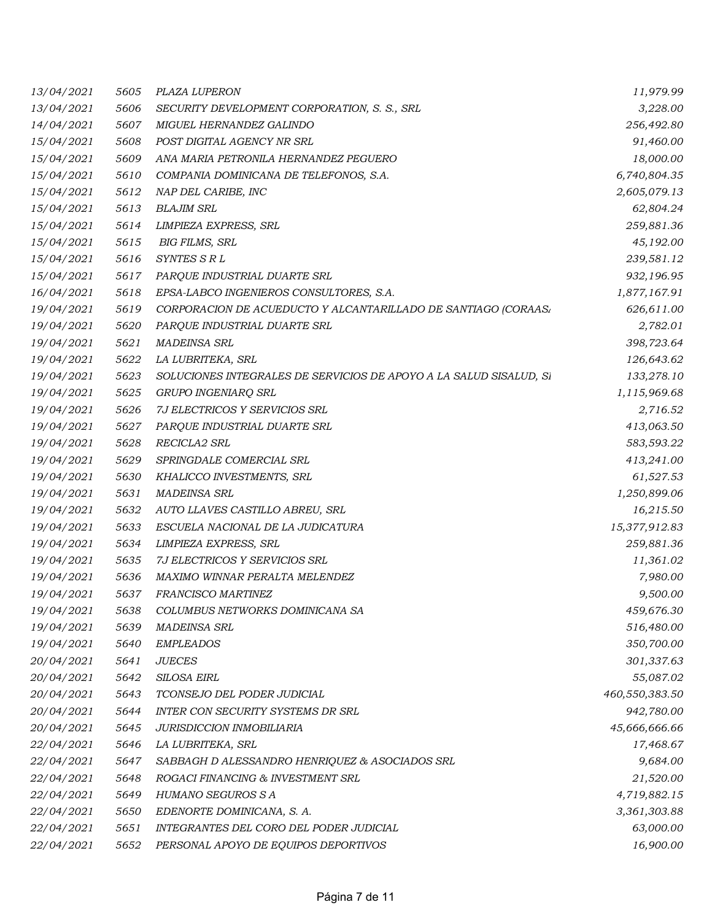| | | | |
|---|---|---|---|
| *13/04/2021* | *5605* | *PLAZA LUPERON* | *11,979.99* |
| *13/04/2021* | *5606* | *SECURITY DEVELOPMENT CORPORATION, S. S., SRL* | *3,228.00* |
| *14/04/2021* | *5607* | *MIGUEL HERNANDEZ GALINDO* | *256,492.80* |
| *15/04/2021* | *5608* | *POST DIGITAL AGENCY NR SRL* | *91,460.00* |
| *15/04/2021* | *5609* | *ANA MARIA PETRONILA HERNANDEZ PEGUERO* | *18,000.00* |
| *15/04/2021* | *5610* | *COMPANIA DOMINICANA DE TELEFONOS, S.A.* | *6,740,804.35* |
| *15/04/2021* | *5612* | *NAP DEL CARIBE, INC* | *2,605,079.13* |
| *15/04/2021* | *5613* | *BLAJIM SRL* | *62,804.24* |
| *15/04/2021* | *5614* | *LIMPIEZA EXPRESS, SRL* | *259,881.36* |
| *15/04/2021* | *5615* | *BIG FILMS, SRL* | *45,192.00* |
| *15/04/2021* | *5616* | *SYNTES S R L* | *239,581.12* |
| *15/04/2021* | *5617* | *PARQUE INDUSTRIAL DUARTE SRL* | *932,196.95* |
| *16/04/2021* | *5618* | *EPSA-LABCO INGENIEROS CONSULTORES, S.A.* | *1,877,167.91* |
| *19/04/2021* | *5619* | *CORPORACION DE ACUEDUCTO Y ALCANTARILLADO DE SANTIAGO (CORAAS* | *626,611.00* |
| *19/04/2021* | *5620* | *PARQUE INDUSTRIAL DUARTE SRL* | *2,782.01* |
| *19/04/2021* | *5621* | *MADEINSA SRL* | *398,723.64* |
| *19/04/2021* | *5622* | *LA LUBRITEKA, SRL* | *126,643.62* |
| *19/04/2021* | *5623* | *SOLUCIONES INTEGRALES DE SERVICIOS DE APOYO A LA SALUD SISALUD, S* | *133,278.10* |
| *19/04/2021* | *5625* | *GRUPO INGENIARQ SRL* | *1,115,969.68* |
| *19/04/2021* | *5626* | *7J ELECTRICOS Y SERVICIOS SRL* | *2,716.52* |
| *19/04/2021* | *5627* | *PARQUE INDUSTRIAL DUARTE SRL* | *413,063.50* |
| *19/04/2021* | *5628* | *RECICLA2 SRL* | *583,593.22* |
| *19/04/2021* | *5629* | *SPRINGDALE COMERCIAL SRL* | *413,241.00* |
| *19/04/2021* | *5630* | *KHALICCO INVESTMENTS, SRL* | *61,527.53* |
| *19/04/2021* | *5631* | *MADEINSA SRL* | *1,250,899.06* |
| *19/04/2021* | *5632* | *AUTO LLAVES CASTILLO ABREU, SRL* | *16,215.50* |
| *19/04/2021* | *5633* | *ESCUELA NACIONAL DE LA JUDICATURA* | *15,377,912.83* |
| *19/04/2021* | *5634* | *LIMPIEZA EXPRESS, SRL* | *259,881.36* |
| *19/04/2021* | *5635* | *7J ELECTRICOS Y SERVICIOS SRL* | *11,361.02* |
| *19/04/2021* | *5636* | *MAXIMO WINNAR PERALTA MELENDEZ* | *7,980.00* |
| *19/04/2021* | *5637* | *FRANCISCO MARTINEZ* | *9,500.00* |
| *19/04/2021* | *5638* | *COLUMBUS NETWORKS DOMINICANA SA* | *459,676.30* |
| *19/04/2021* | *5639* | *MADEINSA SRL* | *516,480.00* |
| *19/04/2021* | *5640* | *EMPLEADOS* | *350,700.00* |
| *20/04/2021* | *5641* | *JUECES* | *301,337.63* |
| *20/04/2021* | *5642* | *SILOSA EIRL* | *55,087.02* |
| *20/04/2021* | *5643* | *TCONSEJO DEL PODER JUDICIAL* | *460,550,383.50* |
| *20/04/2021* | *5644* | *INTER CON SECURITY SYSTEMS DR SRL* | *942,780.00* |
| *20/04/2021* | *5645* | *JURISDICCION INMOBILIARIA* | *45,666,666.66* |
| *22/04/2021* | *5646* | *LA LUBRITEKA, SRL* | *17,468.67* |
| *22/04/2021* | *5647* | *SABBAGH D ALESSANDRO HENRIQUEZ & ASOCIADOS SRL* | *9,684.00* |
| *22/04/2021* | *5648* | *ROGACI FINANCING & INVESTMENT SRL* | *21,520.00* |
| *22/04/2021* | *5649* | *HUMANO SEGUROS S A* | *4,719,882.15* |
| *22/04/2021* | *5650* | *EDENORTE DOMINICANA, S. A.* | *3,361,303.88* |
| *22/04/2021* | *5651* | *INTEGRANTES DEL CORO DEL PODER JUDICIAL* | *63,000.00* |
| *22/04/2021* | *5652* | *PERSONAL APOYO DE EQUIPOS DEPORTIVOS* | *16,900.00* |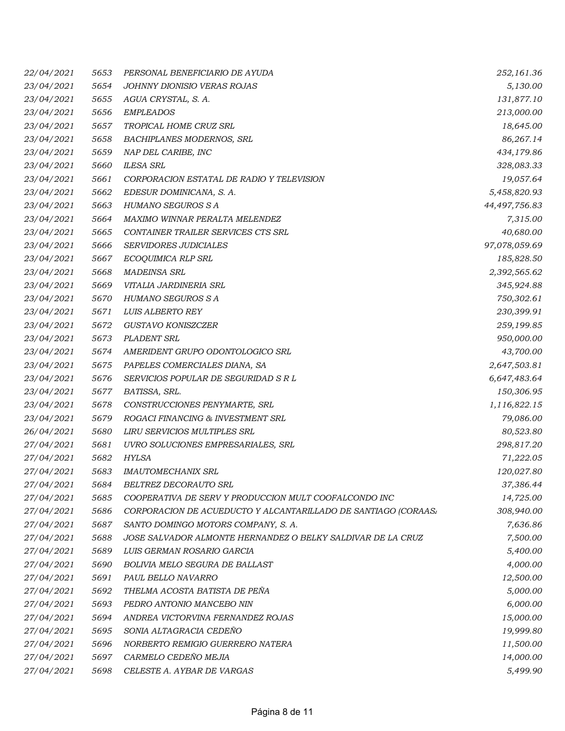| | | | |
|---|---|---|---|
| 22/04/2021 | 5653 | PERSONAL BENEFICIARIO DE AYUDA | 252,161.36 |
| 23/04/2021 | 5654 | JOHNNY DIONISIO VERAS ROJAS | 5,130.00 |
| 23/04/2021 | 5655 | AGUA CRYSTAL, S. A. | 131,877.10 |
| 23/04/2021 | 5656 | EMPLEADOS | 213,000.00 |
| 23/04/2021 | 5657 | TROPICAL HOME CRUZ SRL | 18,645.00 |
| 23/04/2021 | 5658 | BACHIPLANES MODERNOS, SRL | 86,267.14 |
| 23/04/2021 | 5659 | NAP DEL CARIBE, INC | 434,179.86 |
| 23/04/2021 | 5660 | ILESA SRL | 328,083.33 |
| 23/04/2021 | 5661 | CORPORACION ESTATAL DE RADIO Y TELEVISION | 19,057.64 |
| 23/04/2021 | 5662 | EDESUR DOMINICANA, S. A. | 5,458,820.93 |
| 23/04/2021 | 5663 | HUMANO SEGUROS S A | 44,497,756.83 |
| 23/04/2021 | 5664 | MAXIMO WINNAR PERALTA MELENDEZ | 7,315.00 |
| 23/04/2021 | 5665 | CONTAINER TRAILER SERVICES CTS SRL | 40,680.00 |
| 23/04/2021 | 5666 | SERVIDORES JUDICIALES | 97,078,059.69 |
| 23/04/2021 | 5667 | ECOQUIMICA RLP SRL | 185,828.50 |
| 23/04/2021 | 5668 | MADEINSA SRL | 2,392,565.62 |
| 23/04/2021 | 5669 | VITALIA JARDINERIA SRL | 345,924.88 |
| 23/04/2021 | 5670 | HUMANO SEGUROS S A | 750,302.61 |
| 23/04/2021 | 5671 | LUIS ALBERTO REY | 230,399.91 |
| 23/04/2021 | 5672 | GUSTAVO KONISZCZER | 259,199.85 |
| 23/04/2021 | 5673 | PLADENT SRL | 950,000.00 |
| 23/04/2021 | 5674 | AMERIDENT GRUPO ODONTOLOGICO SRL | 43,700.00 |
| 23/04/2021 | 5675 | PAPELES COMERCIALES DIANA, SA | 2,647,503.81 |
| 23/04/2021 | 5676 | SERVICIOS POPULAR DE SEGURIDAD S R L | 6,647,483.64 |
| 23/04/2021 | 5677 | BATISSA, SRL. | 150,306.95 |
| 23/04/2021 | 5678 | CONSTRUCCIONES PENYMARTE, SRL | 1,116,822.15 |
| 23/04/2021 | 5679 | ROGACI FINANCING & INVESTMENT SRL | 79,086.00 |
| 26/04/2021 | 5680 | LIRU SERVICIOS MULTIPLES SRL | 80,523.80 |
| 27/04/2021 | 5681 | UVRO SOLUCIONES EMPRESARIALES, SRL | 298,817.20 |
| 27/04/2021 | 5682 | HYLSA | 71,222.05 |
| 27/04/2021 | 5683 | IMAUTOMECHANIX SRL | 120,027.80 |
| 27/04/2021 | 5684 | BELTREZ DECORAUTO SRL | 37,386.44 |
| 27/04/2021 | 5685 | COOPERATIVA DE SERV Y PRODUCCION MULT COOFALCONDO INC | 14,725.00 |
| 27/04/2021 | 5686 | CORPORACION DE ACUEDUCTO Y ALCANTARILLADO DE SANTIAGO (CORAAS/ | 308,940.00 |
| 27/04/2021 | 5687 | SANTO DOMINGO MOTORS COMPANY, S. A. | 7,636.86 |
| 27/04/2021 | 5688 | JOSE SALVADOR ALMONTE HERNANDEZ O BELKY SALDIVAR DE LA CRUZ | 7,500.00 |
| 27/04/2021 | 5689 | LUIS GERMAN ROSARIO GARCIA | 5,400.00 |
| 27/04/2021 | 5690 | BOLIVIA MELO SEGURA DE BALLAST | 4,000.00 |
| 27/04/2021 | 5691 | PAUL BELLO NAVARRO | 12,500.00 |
| 27/04/2021 | 5692 | THELMA ACOSTA BATISTA DE PEÑA | 5,000.00 |
| 27/04/2021 | 5693 | PEDRO ANTONIO MANCEBO NIN | 6,000.00 |
| 27/04/2021 | 5694 | ANDREA VICTORVINA FERNANDEZ ROJAS | 15,000.00 |
| 27/04/2021 | 5695 | SONIA ALTAGRACIA CEDEÑO | 19,999.80 |
| 27/04/2021 | 5696 | NORBERTO REMIGIO GUERRERO NATERA | 11,500.00 |
| 27/04/2021 | 5697 | CARMELO CEDEÑO MEJIA | 14,000.00 |
| 27/04/2021 | 5698 | CELESTE A. AYBAR DE VARGAS | 5,499.90 |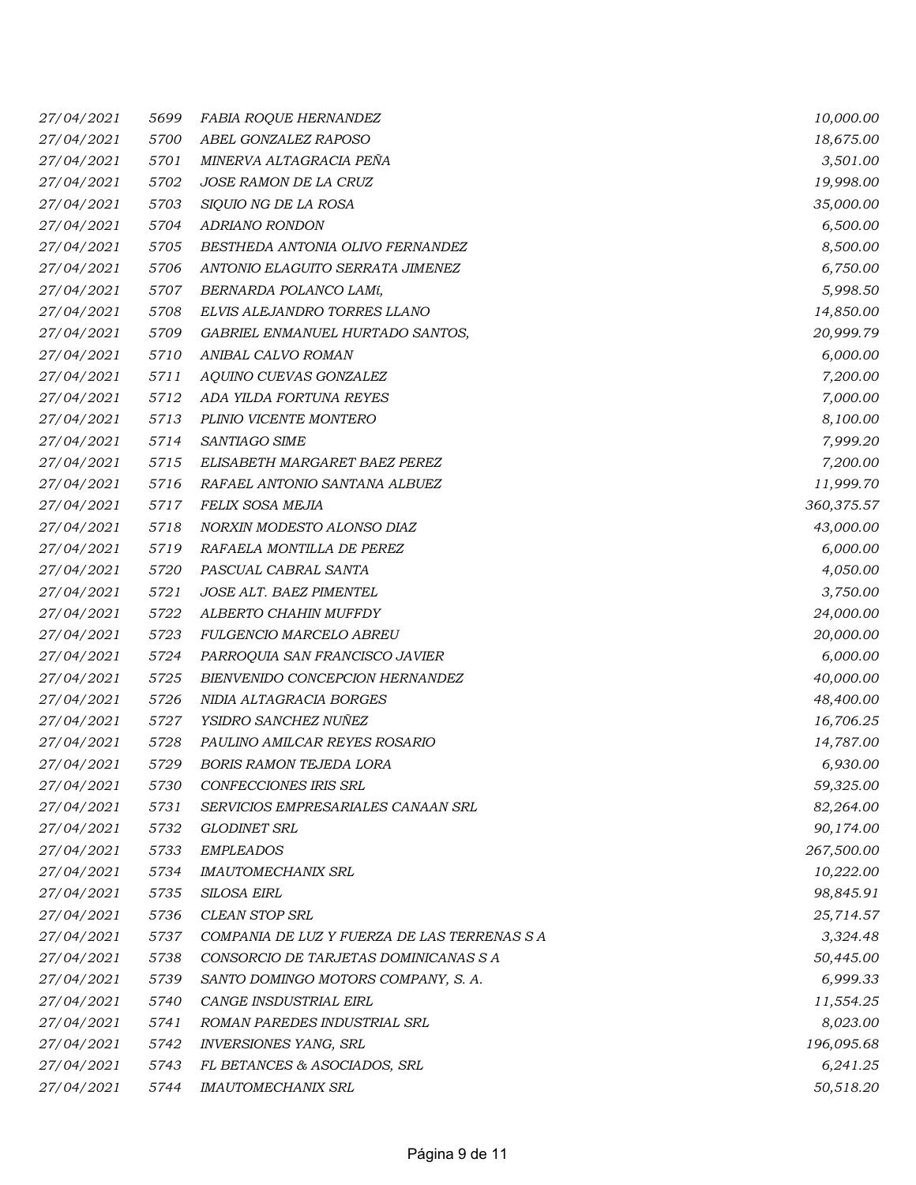| | | | |
|---|---|---|---|
| *27/04/2021* | *5699* | *FABIA ROQUE HERNANDEZ* | *10,000.00* |
| *27/04/2021* | *5700* | *ABEL GONZALEZ RAPOSO* | *18,675.00* |
| *27/04/2021* | *5701* | *MINERVA ALTAGRACIA PEÑA* | *3,501.00* |
| *27/04/2021* | *5702* | *JOSE RAMON DE LA CRUZ* | *19,998.00* |
| *27/04/2021* | *5703* | *SIQUIO NG DE LA ROSA* | *35,000.00* |
| *27/04/2021* | *5704* | *ADRIANO RONDON* | *6,500.00* |
| *27/04/2021* | *5705* | *BESTHEDA ANTONIA OLIVO FERNANDEZ* | *8,500.00* |
| *27/04/2021* | *5706* | *ANTONIO ELAGUITO SERRATA JIMENEZ* | *6,750.00* |
| *27/04/2021* | *5707* | *BERNARDA POLANCO LAMí,* | *5,998.50* |
| *27/04/2021* | *5708* | *ELVIS ALEJANDRO TORRES LLANO* | *14,850.00* |
| *27/04/2021* | *5709* | *GABRIEL ENMANUEL HURTADO SANTOS,* | *20,999.79* |
| *27/04/2021* | *5710* | *ANIBAL CALVO ROMAN* | *6,000.00* |
| *27/04/2021* | *5711* | *AQUINO CUEVAS GONZALEZ* | *7,200.00* |
| *27/04/2021* | *5712* | *ADA YILDA FORTUNA REYES* | *7,000.00* |
| *27/04/2021* | *5713* | *PLINIO VICENTE MONTERO* | *8,100.00* |
| *27/04/2021* | *5714* | *SANTIAGO SIME* | *7,999.20* |
| *27/04/2021* | *5715* | *ELISABETH MARGARET BAEZ PEREZ* | *7,200.00* |
| *27/04/2021* | *5716* | *RAFAEL ANTONIO SANTANA ALBUEZ* | *11,999.70* |
| *27/04/2021* | *5717* | *FELIX SOSA MEJIA* | *360,375.57* |
| *27/04/2021* | *5718* | *NORXIN MODESTO ALONSO DIAZ* | *43,000.00* |
| *27/04/2021* | *5719* | *RAFAELA MONTILLA DE PEREZ* | *6,000.00* |
| *27/04/2021* | *5720* | *PASCUAL CABRAL SANTA* | *4,050.00* |
| *27/04/2021* | *5721* | *JOSE ALT. BAEZ PIMENTEL* | *3,750.00* |
| *27/04/2021* | *5722* | *ALBERTO CHAHIN MUFFDY* | *24,000.00* |
| *27/04/2021* | *5723* | *FULGENCIO MARCELO ABREU* | *20,000.00* |
| *27/04/2021* | *5724* | *PARROQUIA SAN FRANCISCO JAVIER* | *6,000.00* |
| *27/04/2021* | *5725* | *BIENVENIDO CONCEPCION HERNANDEZ* | *40,000.00* |
| *27/04/2021* | *5726* | *NIDIA ALTAGRACIA BORGES* | *48,400.00* |
| *27/04/2021* | *5727* | *YSIDRO SANCHEZ NUÑEZ* | *16,706.25* |
| *27/04/2021* | *5728* | *PAULINO AMILCAR REYES ROSARIO* | *14,787.00* |
| *27/04/2021* | *5729* | *BORIS RAMON TEJEDA LORA* | *6,930.00* |
| *27/04/2021* | *5730* | *CONFECCIONES IRIS SRL* | *59,325.00* |
| *27/04/2021* | *5731* | *SERVICIOS EMPRESARIALES CANAAN SRL* | *82,264.00* |
| *27/04/2021* | *5732* | *GLODINET SRL* | *90,174.00* |
| *27/04/2021* | *5733* | *EMPLEADOS* | *267,500.00* |
| *27/04/2021* | *5734* | *IMAUTOMECHANIX SRL* | *10,222.00* |
| *27/04/2021* | *5735* | *SILOSA EIRL* | *98,845.91* |
| *27/04/2021* | *5736* | *CLEAN STOP SRL* | *25,714.57* |
| *27/04/2021* | *5737* | *COMPANIA DE LUZ Y FUERZA DE LAS TERRENAS S A* | *3,324.48* |
| *27/04/2021* | *5738* | *CONSORCIO DE TARJETAS DOMINICANAS S A* | *50,445.00* |
| *27/04/2021* | *5739* | *SANTO DOMINGO MOTORS COMPANY, S. A.* | *6,999.33* |
| *27/04/2021* | *5740* | *CANGE INSDUSTRIAL EIRL* | *11,554.25* |
| *27/04/2021* | *5741* | *ROMAN PAREDES INDUSTRIAL SRL* | *8,023.00* |
| *27/04/2021* | *5742* | *INVERSIONES YANG, SRL* | *196,095.68* |
| *27/04/2021* | *5743* | *FL BETANCES & ASOCIADOS, SRL* | *6,241.25* |
| *27/04/2021* | *5744* | *IMAUTOMECHANIX SRL* | *50,518.20* |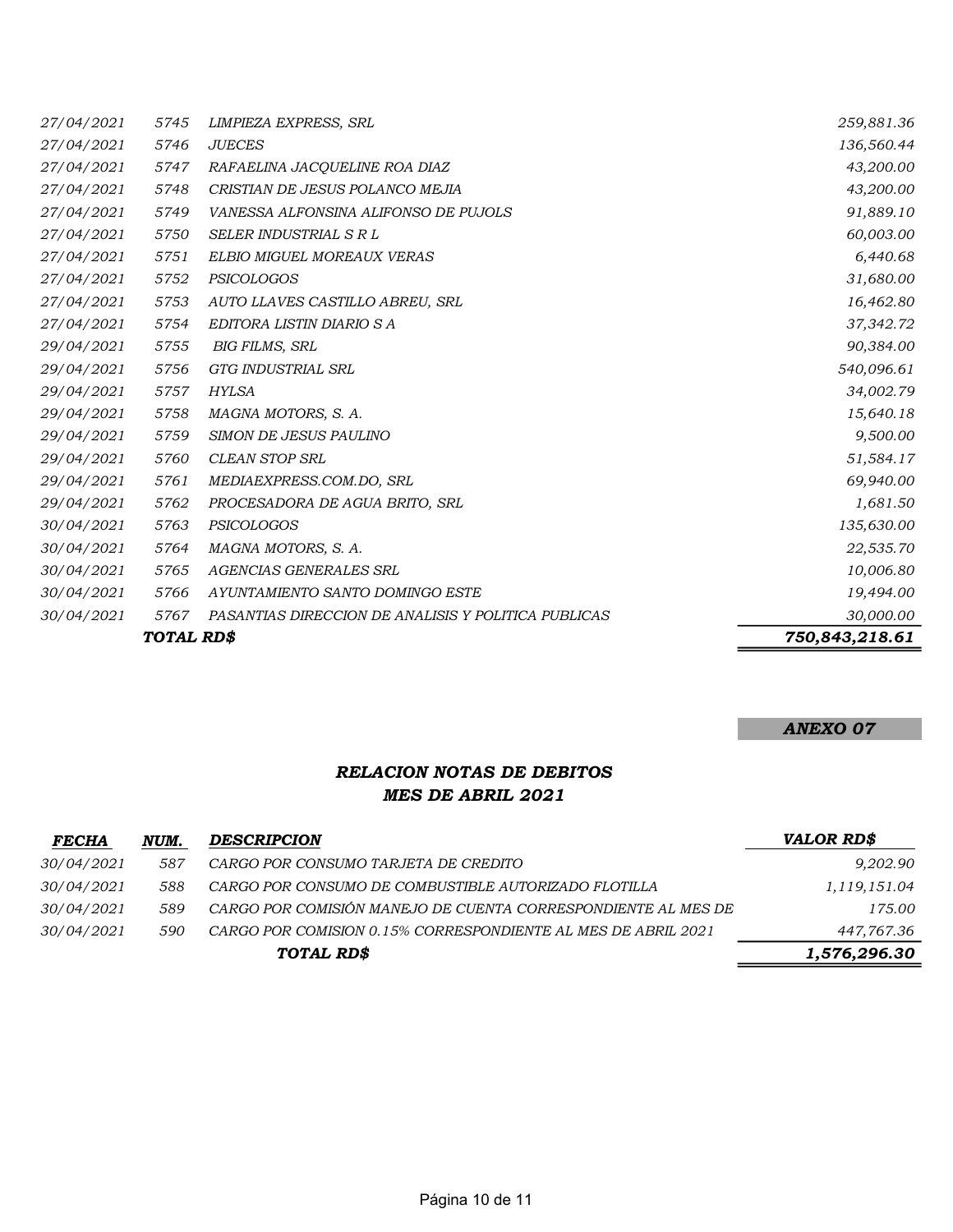| | | | |
|---|---|---|---|
| *27/04/2021* | *5745* | *LIMPIEZA EXPRESS, SRL* | *259,881.36* |
| *27/04/2021* | *5746* | *JUECES* | *136,560.44* |
| *27/04/2021* | *5747* | *RAFAELINA JACQUELINE ROA DIAZ* | *43,200.00* |
| *27/04/2021* | *5748* | *CRISTIAN DE JESUS POLANCO MEJIA* | *43,200.00* |
| *27/04/2021* | *5749* | *VANESSA ALFONSINA ALIFONSO DE PUJOLS* | *91,889.10* |
| *27/04/2021* | *5750* | *SELER INDUSTRIAL S R L* | *60,003.00* |
| *27/04/2021* | *5751* | *ELBIO MIGUEL MOREAUX VERAS* | *6,440.68* |
| *27/04/2021* | *5752* | *PSICOLOGOS* | *31,680.00* |
| *27/04/2021* | *5753* | *AUTO LLAVES CASTILLO ABREU, SRL* | *16,462.80* |
| *27/04/2021* | *5754* | *EDITORA LISTIN DIARIO S A* | *37,342.72* |
| *29/04/2021* | *5755* | *BIG FILMS, SRL* | *90,384.00* |
| *29/04/2021* | *5756* | *GTG INDUSTRIAL SRL* | *540,096.61* |
| *29/04/2021* | *5757* | *HYLSA* | *34,002.79* |
| *29/04/2021* | *5758* | *MAGNA MOTORS, S. A.* | *15,640.18* |
| *29/04/2021* | *5759* | *SIMON DE JESUS PAULINO* | *9,500.00* |
| *29/04/2021* | *5760* | *CLEAN STOP SRL* | *51,584.17* |
| *29/04/2021* | *5761* | *MEDIAEXPRESS.COM.DO, SRL* | *69,940.00* |
| *29/04/2021* | *5762* | *PROCESADORA DE AGUA BRITO, SRL* | *1,681.50* |
| *30/04/2021* | *5763* | *PSICOLOGOS* | *135,630.00* |
| *30/04/2021* | *5764* | *MAGNA MOTORS, S. A.* | *22,535.70* |
| *30/04/2021* | *5765* | *AGENCIAS GENERALES SRL* | *10,006.80* |
| *30/04/2021* | *5766* | *AYUNTAMIENTO SANTO DOMINGO ESTE* | *19,494.00* |
| *30/04/2021* | *5767* | *PASANTIAS DIRECCION DE ANALISIS Y POLITICA PUBLICAS* | *30,000.00* |
| | ***TOTAL RD$*** | | ***750,843,218.61*** |

***ANEXO 07***

## *RELACION NOTAS DE DEBITOS*
## *MES DE ABRIL 2021*

| *FECHA* | *NUM.* | *DESCRIPCION* | *VALOR RD$* |
|---|---|---|---|
| *30/04/2021* | *587* | *CARGO POR CONSUMO TARJETA DE CREDITO* | *9,202.90* |
| *30/04/2021* | *588* | *CARGO POR CONSUMO DE COMBUSTIBLE AUTORIZADO FLOTILLA* | *1,119,151.04* |
| *30/04/2021* | *589* | *CARGO POR COMISIÓN MANEJO DE CUENTA CORRESPONDIENTE AL MES DE* | *175.00* |
| *30/04/2021* | *590* | *CARGO POR COMISION 0.15% CORRESPONDIENTE AL MES DE ABRIL 2021* | *447,767.36* |
| | | ***TOTAL RD$*** | ***1,576,296.30*** |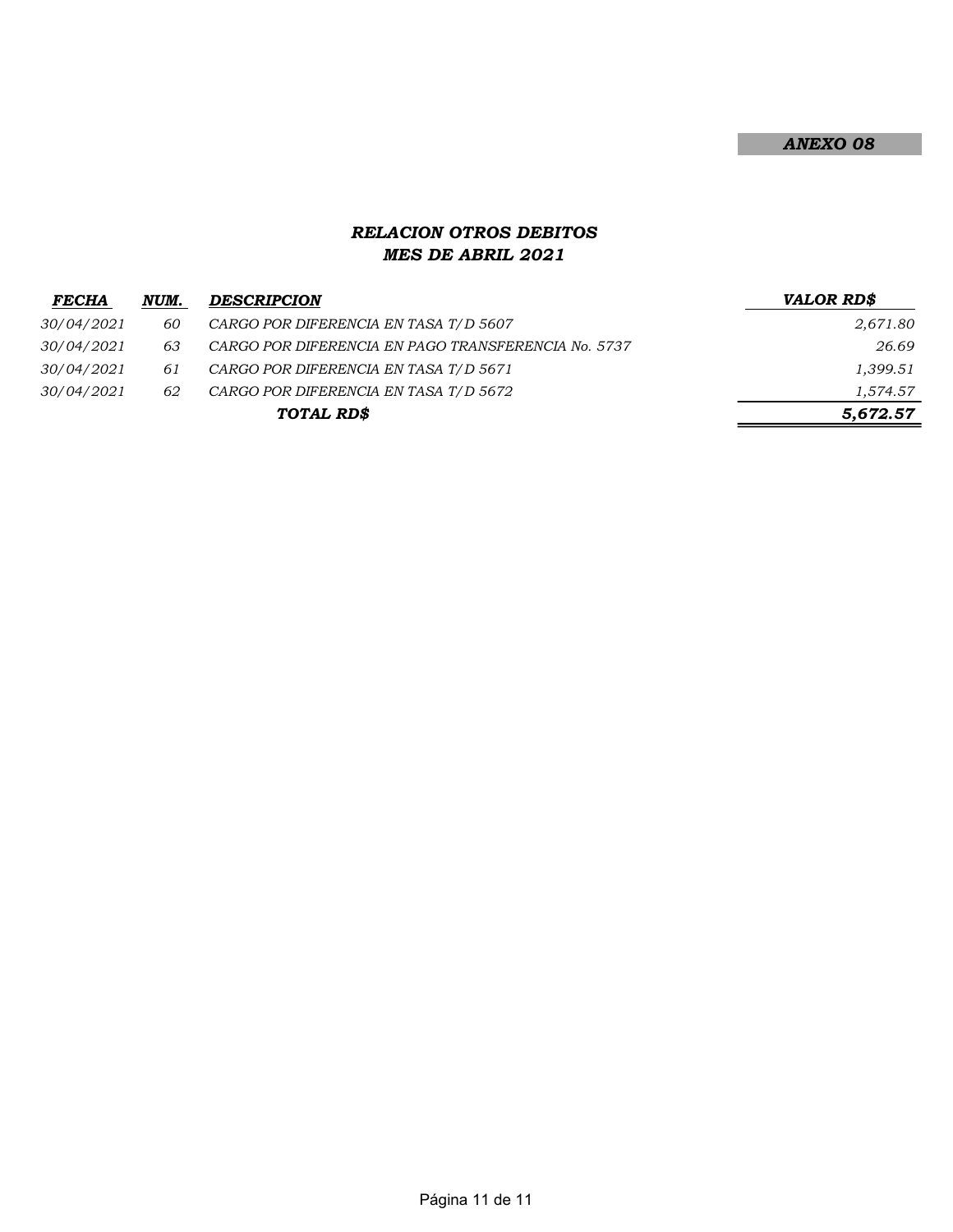***ANEXO 08***

## *RELACION OTROS DEBITOS*
## *MES DE ABRIL 2021*

| *FECHA* | *NUM.* | *DESCRIPCION* | *VALOR RD$* |
|---|---|---|---|
| *30/04/2021* | *60* | *CARGO POR DIFERENCIA EN TASA T/D 5607* | *2,671.80* |
| *30/04/2021* | *63* | *CARGO POR DIFERENCIA EN PAGO TRANSFERENCIA No. 5737* | *26.69* |
| *30/04/2021* | *61* | *CARGO POR DIFERENCIA EN TASA T/D 5671* | *1,399.51* |
| *30/04/2021* | *62* | *CARGO POR DIFERENCIA EN TASA T/D 5672* | *1,574.57* |
| | | ***TOTAL RD$*** | ***5,672.57*** |